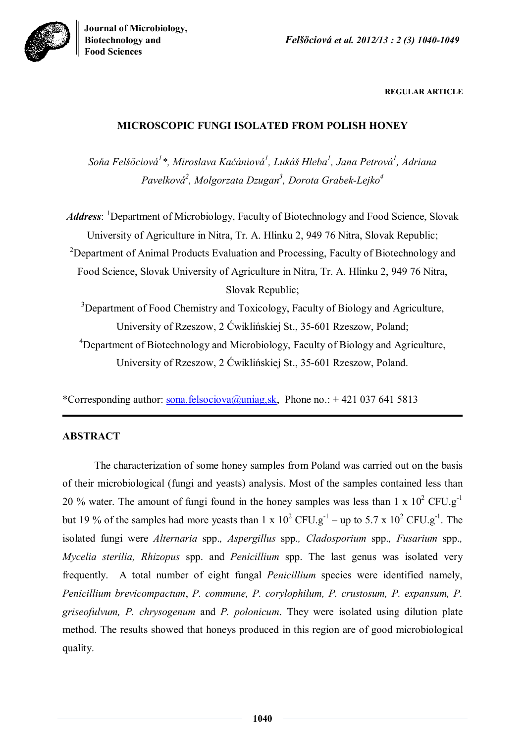REGULAR ARTICLE

# MICROSCOPIC FUNGI ISOLATED FROM POLISH HONEY

*Soňa Felšöciová[1]\*, Miroslava Kačániová[1], Lukáš Hleba[1], Jana Petrová[1], Adriana Pavelková[2], Molgorzata Dzugan[3], Dorota Grabek-Lejko[4]*

***Address***: [1]Department of Microbiology, Faculty of Biotechnology and Food Science, Slovak University of Agriculture in Nitra, Tr. A. Hlinku 2, 949 76 Nitra, Slovak Republic;
[2]Department of Animal Products Evaluation and Processing, Faculty of Biotechnology and Food Science, Slovak University of Agriculture in Nitra, Tr. A. Hlinku 2, 949 76 Nitra, Slovak Republic;
[3]Department of Food Chemistry and Toxicology, Faculty of Biology and Agriculture, University of Rzeszow, 2 Ćwiklińskiej St., 35-601 Rzeszow, Poland;
[4]Department of Biotechnology and Microbiology, Faculty of Biology and Agriculture, University of Rzeszow, 2 Ćwiklińskiej St., 35-601 Rzeszow, Poland.

\*Corresponding author: sona.felsociova@uniag,sk, Phone no.: + 421 037 641 5813

## ABSTRACT

The characterization of some honey samples from Poland was carried out on the basis of their microbiological (fungi and yeasts) analysis. Most of the samples contained less than 20 % water. The amount of fungi found in the honey samples was less than 1 x $10^2$ $CFU.g^{-1}$ but 19 % of the samples had more yeasts than 1 x $10^2$ $CFU.g^{-1}$ – up to 5.7 x $10^2$ $CFU.g^{-1}$. The isolated fungi were *Alternaria* spp.*, Aspergillus* spp.*, Cladosporium* spp.*, Fusarium* spp.*, Mycelia sterilia, Rhizopus* spp. and *Penicillium* spp. The last genus was isolated very frequently. A total number of eight fungal *Penicillium* species were identified namely, *Penicillium brevicompactum*, *P. commune, P. corylophilum, P. crustosum, P. expansum, P. griseofulvum, P. chrysogenum* and *P. polonicum*. They were isolated using dilution plate method. The results showed that honeys produced in this region are of good microbiological quality.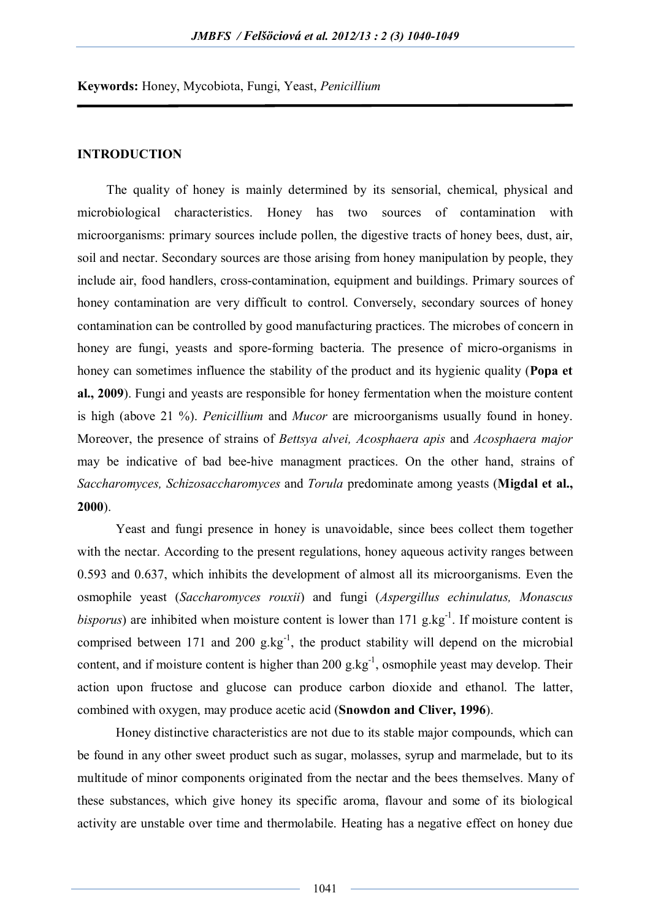**Keywords:** Honey, Mycobiota, Fungi, Yeast, *Penicillium*

## INTRODUCTION

The quality of honey is mainly determined by its sensorial, chemical, physical and microbiological characteristics. Honey has two sources of contamination with microorganisms: primary sources include pollen, the digestive tracts of honey bees, dust, air, soil and nectar. Secondary sources are those arising from honey manipulation by people, they include air, food handlers, cross-contamination, equipment and buildings. Primary sources of honey contamination are very difficult to control. Conversely, secondary sources of honey contamination can be controlled by good manufacturing practices. The microbes of concern in honey are fungi, yeasts and spore-forming bacteria. The presence of micro-organisms in honey can sometimes influence the stability of the product and its hygienic quality (**Popa et al., 2009**). Fungi and yeasts are responsible for honey fermentation when the moisture content is high (above 21 %). *Penicillium* and *Mucor* are microorganisms usually found in honey. Moreover, the presence of strains of *Bettsya alvei, Acosphaera apis* and *Acosphaera major* may be indicative of bad bee-hive managment practices. On the other hand, strains of *Saccharomyces, Schizosaccharomyces* and *Torula* predominate among yeasts (**Migdal et al., 2000**).

Yeast and fungi presence in honey is unavoidable, since bees collect them together with the nectar. According to the present regulations, honey aqueous activity ranges between 0.593 and 0.637, which inhibits the development of almost all its microorganisms. Even the osmophile yeast (*Saccharomyces rouxii*) and fungi (*Aspergillus echinulatus, Monascus bisporus*) are inhibited when moisture content is lower than 171 $g.kg^{-1}$. If moisture content is comprised between 171 and 200 $g.kg^{-1}$, the product stability will depend on the microbial content, and if moisture content is higher than 200 $g.kg^{-1}$, osmophile yeast may develop. Their action upon fructose and glucose can produce carbon dioxide and ethanol. The latter, combined with oxygen, may produce acetic acid (**Snowdon and Cliver, 1996**).

Honey distinctive characteristics are not due to its stable major compounds, which can be found in any other sweet product such as sugar, molasses, syrup and marmelade, but to its multitude of minor components originated from the nectar and the bees themselves. Many of these substances, which give honey its specific aroma, flavour and some of its biological activity are unstable over time and thermolabile. Heating has a negative effect on honey due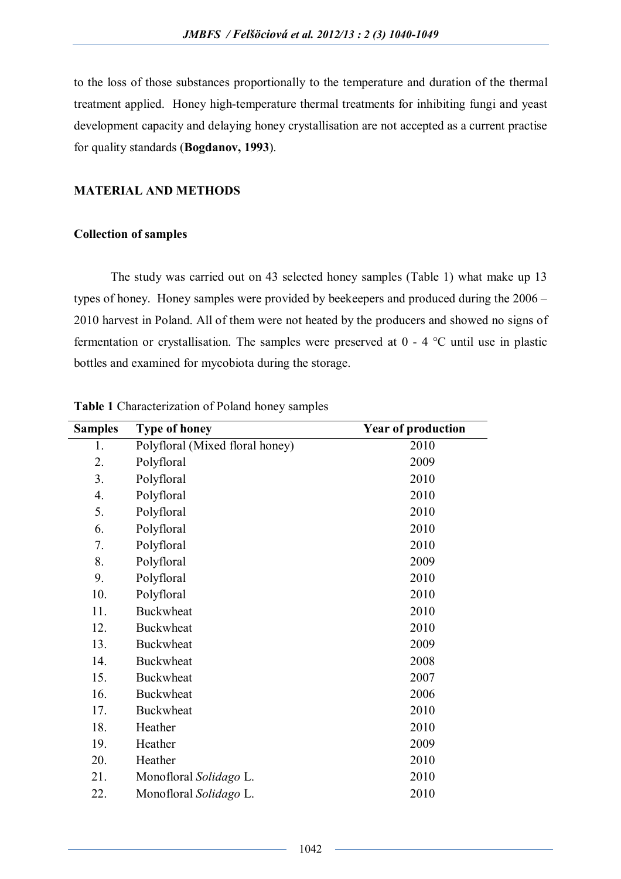to the loss of those substances proportionally to the temperature and duration of the thermal treatment applied. Honey high-temperature thermal treatments for inhibiting fungi and yeast development capacity and delaying honey crystallisation are not accepted as a current practise for quality standards (**Bogdanov, 1993**).

## MATERIAL AND METHODS

### Collection of samples

The study was carried out on 43 selected honey samples (Table 1) what make up 13 types of honey. Honey samples were provided by beekeepers and produced during the 2006 – 2010 harvest in Poland. All of them were not heated by the producers and showed no signs of fermentation or crystallisation. The samples were preserved at 0 - 4 °C until use in plastic bottles and examined for mycobiota during the storage.

**Table 1** Characterization of Poland honey samples

| Samples | Type of honey | Year of production |
|---|---|---|
| 1. | Polyfloral (Mixed floral honey) | 2010 |
| 2. | Polyfloral | 2009 |
| 3. | Polyfloral | 2010 |
| 4. | Polyfloral | 2010 |
| 5. | Polyfloral | 2010 |
| 6. | Polyfloral | 2010 |
| 7. | Polyfloral | 2010 |
| 8. | Polyfloral | 2009 |
| 9. | Polyfloral | 2010 |
| 10. | Polyfloral | 2010 |
| 11. | Buckwheat | 2010 |
| 12. | Buckwheat | 2010 |
| 13. | Buckwheat | 2009 |
| 14. | Buckwheat | 2008 |
| 15. | Buckwheat | 2007 |
| 16. | Buckwheat | 2006 |
| 17. | Buckwheat | 2010 |
| 18. | Heather | 2010 |
| 19. | Heather | 2009 |
| 20. | Heather | 2010 |
| 21. | Monofloral *Solidago* L. | 2010 |
| 22. | Monofloral *Solidago* L. | 2010 |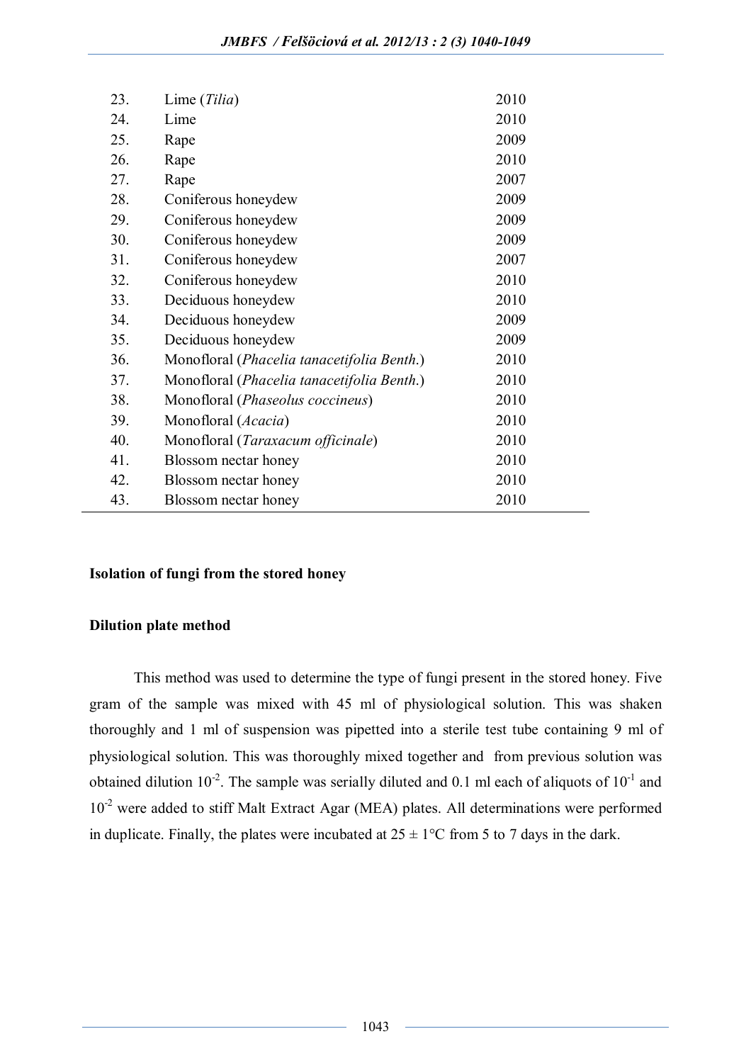| | | |
|---|---|---|
| 23. | Lime (*Tilia*) | 2010 |
| 24. | Lime | 2010 |
| 25. | Rape | 2009 |
| 26. | Rape | 2010 |
| 27. | Rape | 2007 |
| 28. | Coniferous honeydew | 2009 |
| 29. | Coniferous honeydew | 2009 |
| 30. | Coniferous honeydew | 2009 |
| 31. | Coniferous honeydew | 2007 |
| 32. | Coniferous honeydew | 2010 |
| 33. | Deciduous honeydew | 2010 |
| 34. | Deciduous honeydew | 2009 |
| 35. | Deciduous honeydew | 2009 |
| 36. | Monofloral (*Phacelia tanacetifolia Benth.*) | 2010 |
| 37. | Monofloral (*Phacelia tanacetifolia Benth.*) | 2010 |
| 38. | Monofloral (*Phaseolus coccineus*) | 2010 |
| 39. | Monofloral (*Acacia*) | 2010 |
| 40. | Monofloral (*Taraxacum officinale*) | 2010 |
| 41. | Blossom nectar honey | 2010 |
| 42. | Blossom nectar honey | 2010 |
| 43. | Blossom nectar honey | 2010 |

**Isolation of fungi from the stored honey**

**Dilution plate method**

This method was used to determine the type of fungi present in the stored honey. Five gram of the sample was mixed with 45 ml of physiological solution. This was shaken thoroughly and 1 ml of suspension was pipetted into a sterile test tube containing 9 ml of physiological solution. This was thoroughly mixed together and from previous solution was obtained dilution $10^{-2}$. The sample was serially diluted and 0.1 ml each of aliquots of $10^{-1}$ and $10^{-2}$ were added to stiff Malt Extract Agar (MEA) plates. All determinations were performed in duplicate. Finally, the plates were incubated at $25 \pm 1$°C from 5 to 7 days in the dark.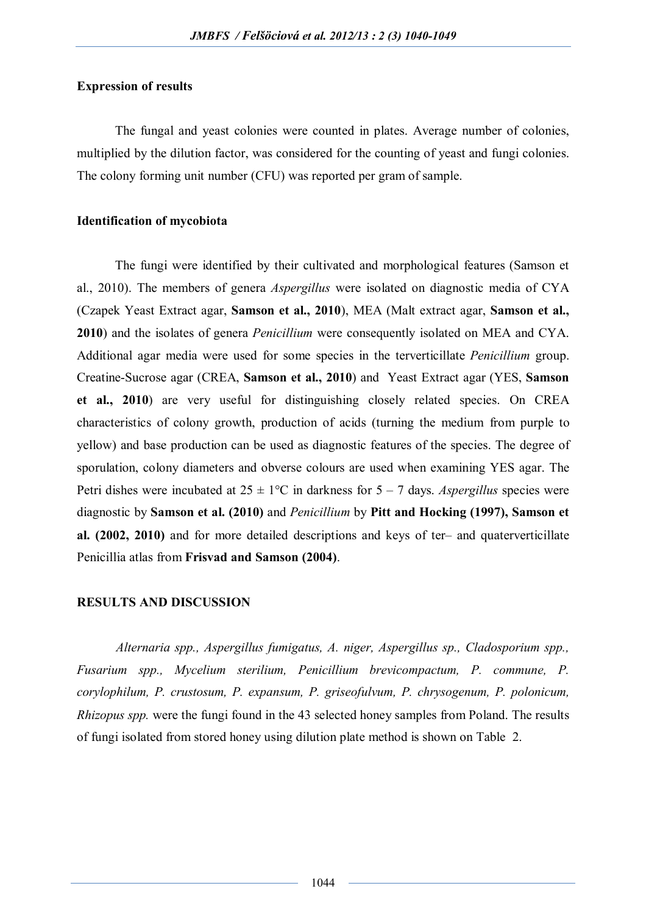**Expression of results**

The fungal and yeast colonies were counted in plates. Average number of colonies, multiplied by the dilution factor, was considered for the counting of yeast and fungi colonies. The colony forming unit number (CFU) was reported per gram of sample.

**Identification of mycobiota**

The fungi were identified by their cultivated and morphological features (Samson et al., 2010). The members of genera *Aspergillus* were isolated on diagnostic media of CYA (Czapek Yeast Extract agar, **Samson et al., 2010**), MEA (Malt extract agar, **Samson et al., 2010**) and the isolates of genera *Penicillium* were consequently isolated on MEA and CYA. Additional agar media were used for some species in the terverticillate *Penicillium* group. Creatine-Sucrose agar (CREA, **Samson et al., 2010**) and Yeast Extract agar (YES, **Samson et al., 2010**) are very useful for distinguishing closely related species. On CREA characteristics of colony growth, production of acids (turning the medium from purple to yellow) and base production can be used as diagnostic features of the species. The degree of sporulation, colony diameters and obverse colours are used when examining YES agar. The Petri dishes were incubated at 25 ± 1°C in darkness for 5 – 7 days. *Aspergillus* species were diagnostic by **Samson et al. (2010)** and *Penicillium* by **Pitt and Hocking (1997), Samson et al. (2002, 2010)** and for more detailed descriptions and keys of ter– and quaterverticillate Penicillia atlas from **Frisvad and Samson (2004)**.

**RESULTS AND DISCUSSION**

*Alternaria spp., Aspergillus fumigatus, A. niger, Aspergillus sp., Cladosporium spp., Fusarium spp., Mycelium sterilium, Penicillium brevicompactum, P. commune, P. corylophilum, P. crustosum, P. expansum, P. griseofulvum, P. chrysogenum, P. polonicum, Rhizopus spp.* were the fungi found in the 43 selected honey samples from Poland. The results of fungi isolated from stored honey using dilution plate method is shown on Table 2.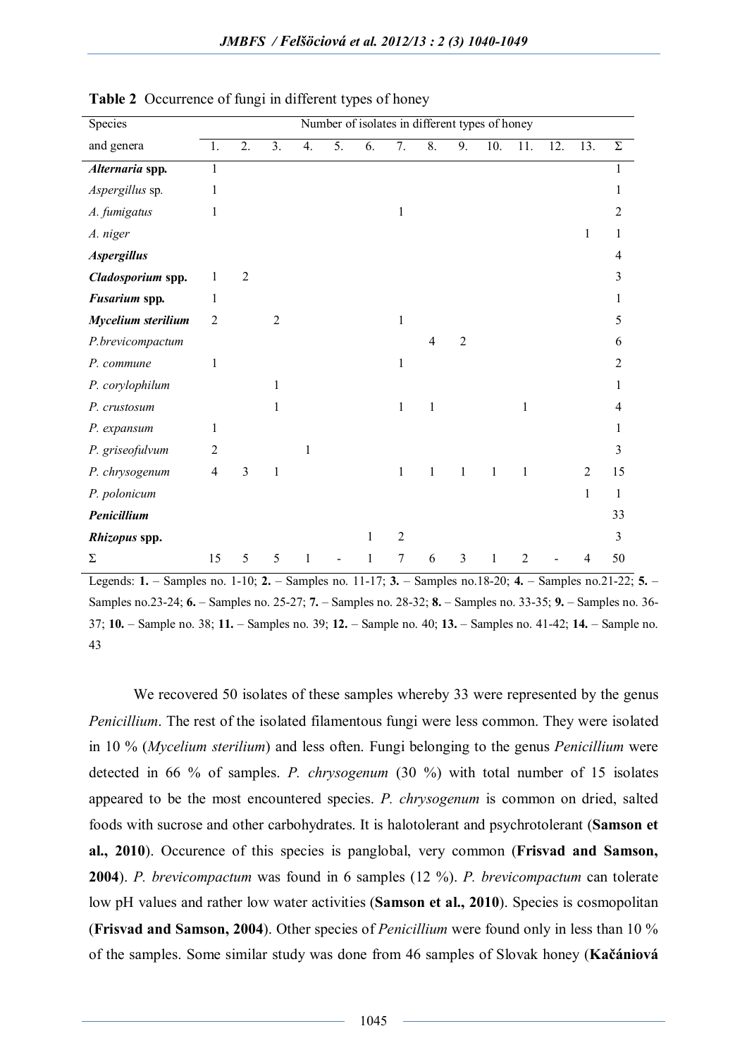**Table 2** Occurrence of fungi in different types of honey

| Species | Number of isolates in different types of honey | | | | | | | | | | | | | |
|---|---|---|---|---|---|---|---|---|---|---|---|---|---|---|
| and genera | 1. | 2. | 3. | 4. | 5. | 6. | 7. | 8. | 9. | 10. | 11. | 12. | 13. | Σ |
| ***Alternaria* spp.** | 1 | | | | | | | | | | | | | 1 |
| *Aspergillus* sp. | 1 | | | | | | | | | | | | | 1 |
| *A. fumigatus* | 1 | | | | | | 1 | | | | | | | 2 |
| *A. niger* | | | | | | | | | | | | | 1 | 1 |
| ***Aspergillus*** | | | | | | | | | | | | | | 4 |
| ***Cladosporium* spp.** | 1 | 2 | | | | | | | | | | | | 3 |
| ***Fusarium* spp.** | 1 | | | | | | | | | | | | | 1 |
| ***Mycelium sterilium*** | 2 | | 2 | | | | 1 | | | | | | | 5 |
| *P.brevicompactum* | | | | | | | | 4 | 2 | | | | | 6 |
| *P. commune* | 1 | | | | | | 1 | | | | | | | 2 |
| *P. corylophilum* | | | 1 | | | | | | | | | | | 1 |
| *P. crustosum* | | | 1 | | | | 1 | 1 | | | 1 | | | 4 |
| *P. expansum* | 1 | | | | | | | | | | | | | 1 |
| *P. griseofulvum* | 2 | | | 1 | | | | | | | | | | 3 |
| *P. chrysogenum* | 4 | 3 | 1 | | | | 1 | 1 | 1 | 1 | 1 | | 2 | 15 |
| *P. polonicum* | | | | | | | | | | | | | 1 | 1 |
| ***Penicillium*** | | | | | | | | | | | | | | 33 |
| ***Rhizopus* spp.** | | | | | | 1 | 2 | | | | | | | 3 |
| Σ | 15 | 5 | 5 | 1 | - | 1 | 7 | 6 | 3 | 1 | 2 | - | 4 | 50 |

Legends: **1.** – Samples no. 1-10; **2.** – Samples no. 11-17; **3.** – Samples no.18-20; **4.** – Samples no.21-22; **5.** – Samples no.23-24; **6.** – Samples no. 25-27; **7.** – Samples no. 28-32; **8.** – Samples no. 33-35; **9.** – Samples no. 36-37; **10.** – Sample no. 38; **11.** – Samples no. 39; **12.** – Sample no. 40; **13.** – Samples no. 41-42; **14.** – Sample no. 43

We recovered 50 isolates of these samples whereby 33 were represented by the genus *Penicillium*. The rest of the isolated filamentous fungi were less common. They were isolated in 10 % (*Mycelium sterilium*) and less often. Fungi belonging to the genus *Penicillium* were detected in 66 % of samples. *P. chrysogenum* (30 %) with total number of 15 isolates appeared to be the most encountered species. *P. chrysogenum* is common on dried, salted foods with sucrose and other carbohydrates. It is halotolerant and psychrotolerant (**Samson et al., 2010**). Occurence of this species is panglobal, very common (**Frisvad and Samson, 2004**). *P. brevicompactum* was found in 6 samples (12 %). *P. brevicompactum* can tolerate low pH values and rather low water activities (**Samson et al., 2010**). Species is cosmopolitan (**Frisvad and Samson, 2004**). Other species of *Penicillium* were found only in less than 10 % of the samples. Some similar study was done from 46 samples of Slovak honey (**Kačániová**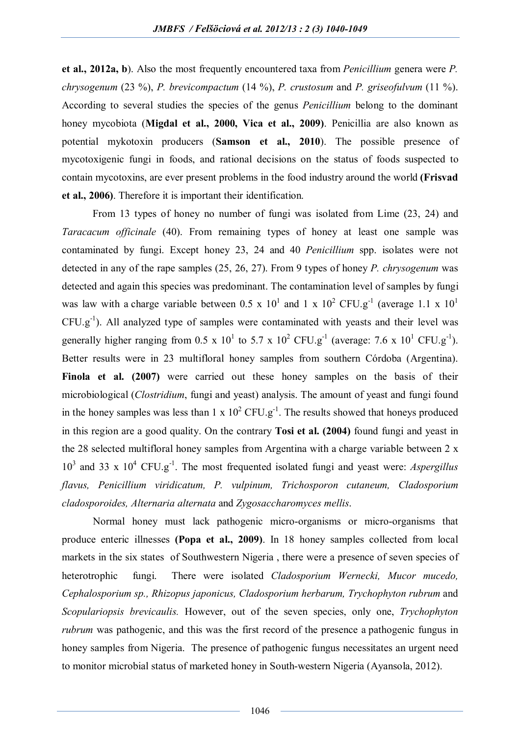**et al., 2012a, b**). Also the most frequently encountered taxa from *Penicillium* genera were *P. chrysogenum* (23 %), *P. brevicompactum* (14 %), *P. crustosum* and *P. griseofulvum* (11 %). According to several studies the species of the genus *Penicillium* belong to the dominant honey mycobiota (**Migdal et al., 2000, Vica et al., 2009)**. Penicillia are also known as potential mykotoxin producers (**Samson et al., 2010**). The possible presence of mycotoxigenic fungi in foods, and rational decisions on the status of foods suspected to contain mycotoxins, are ever present problems in the food industry around the world **(Frisvad et al., 2006)**. Therefore it is important their identification.

From 13 types of honey no number of fungi was isolated from Lime (23, 24) and *Taracacum officinale* (40). From remaining types of honey at least one sample was contaminated by fungi. Except honey 23, 24 and 40 *Penicillium* spp. isolates were not detected in any of the rape samples (25, 26, 27). From 9 types of honey *P. chrysogenum* was detected and again this species was predominant. The contamination level of samples by fungi was law with a charge variable between $0.5 \times 10^1$ and $1 \times 10^2$ CFU.g$^{-1}$ (average $1.1 \times 10^1$ CFU.g$^{-1}$). All analyzed type of samples were contaminated with yeasts and their level was generally higher ranging from $0.5 \times 10^1$ to $5.7 \times 10^2$ CFU.g$^{-1}$ (average: $7.6 \times 10^1$ CFU.g$^{-1}$). Better results were in 23 multifloral honey samples from southern Córdoba (Argentina). **Finola et al. (2007)** were carried out these honey samples on the basis of their microbiological (*Clostridium*, fungi and yeast) analysis. The amount of yeast and fungi found in the honey samples was less than $1 \times 10^2$ CFU.g$^{-1}$. The results showed that honeys produced in this region are a good quality. On the contrary **Tosi et al. (2004)** found fungi and yeast in the 28 selected multifloral honey samples from Argentina with a charge variable between $2 \times 10^3$ and $33 \times 10^4$ CFU.g$^{-1}$. The most frequented isolated fungi and yeast were: *Aspergillus flavus, Penicillium viridicatum, P. vulpinum, Trichosporon cutaneum, Cladosporium cladosporoides, Alternaria alternata* and *Zygosaccharomyces mellis*.

Normal honey must lack pathogenic micro-organisms or micro-organisms that produce enteric illnesses **(Popa et al., 2009)**. In 18 honey samples collected from local markets in the six states of Southwestern Nigeria , there were a presence of seven species of heterotrophic fungi. There were isolated *Cladosporium Wernecki, Mucor mucedo, Cephalosporium sp., Rhizopus japonicus, Cladosporium herbarum, Trychophyton rubrum* and *Scopulariopsis brevicaulis.* However, out of the seven species, only one, *Trychophyton rubrum* was pathogenic, and this was the first record of the presence a pathogenic fungus in honey samples from Nigeria. The presence of pathogenic fungus necessitates an urgent need to monitor microbial status of marketed honey in South-western Nigeria (Ayansola, 2012).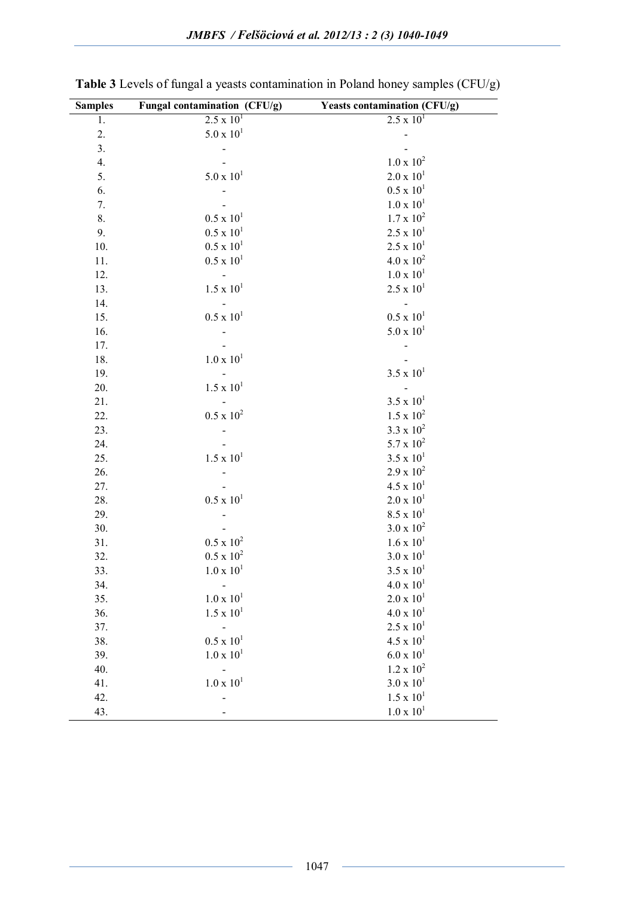**Table 3** Levels of fungal a yeasts contamination in Poland honey samples (CFU/g)

| Samples | Fungal contamination (CFU/g) | Yeasts contamination (CFU/g) |
|---|---|---|
| 1. | $2.5 \times 10^1$ | $2.5 \times 10^1$ |
| 2. | $5.0 \times 10^1$ | - |
| 3. | - | - |
| 4. | - | $1.0 \times 10^2$ |
| 5. | $5.0 \times 10^1$ | $2.0 \times 10^1$ |
| 6. | - | $0.5 \times 10^1$ |
| 7. | - | $1.0 \times 10^1$ |
| 8. | $0.5 \times 10^1$ | $1.7 \times 10^2$ |
| 9. | $0.5 \times 10^1$ | $2.5 \times 10^1$ |
| 10. | $0.5 \times 10^1$ | $2.5 \times 10^1$ |
| 11. | $0.5 \times 10^1$ | $4.0 \times 10^2$ |
| 12. | - | $1.0 \times 10^1$ |
| 13. | $1.5 \times 10^1$ | $2.5 \times 10^1$ |
| 14. | - | - |
| 15. | $0.5 \times 10^1$ | $0.5 \times 10^1$ |
| 16. | - | $5.0 \times 10^1$ |
| 17. | - | - |
| 18. | $1.0 \times 10^1$ | - |
| 19. | - | $3.5 \times 10^1$ |
| 20. | $1.5 \times 10^1$ | - |
| 21. | - | $3.5 \times 10^1$ |
| 22. | $0.5 \times 10^2$ | $1.5 \times 10^2$ |
| 23. | - | $3.3 \times 10^2$ |
| 24. | - | $5.7 \times 10^2$ |
| 25. | $1.5 \times 10^1$ | $3.5 \times 10^1$ |
| 26. | - | $2.9 \times 10^2$ |
| 27. | - | $4.5 \times 10^1$ |
| 28. | $0.5 \times 10^1$ | $2.0 \times 10^1$ |
| 29. | - | $8.5 \times 10^1$ |
| 30. | - | $3.0 \times 10^2$ |
| 31. | $0.5 \times 10^2$ | $1.6 \times 10^1$ |
| 32. | $0.5 \times 10^2$ | $3.0 \times 10^1$ |
| 33. | $1.0 \times 10^1$ | $3.5 \times 10^1$ |
| 34. | - | $4.0 \times 10^1$ |
| 35. | $1.0 \times 10^1$ | $2.0 \times 10^1$ |
| 36. | $1.5 \times 10^1$ | $4.0 \times 10^1$ |
| 37. | - | $2.5 \times 10^1$ |
| 38. | $0.5 \times 10^1$ | $4.5 \times 10^1$ |
| 39. | $1.0 \times 10^1$ | $6.0 \times 10^1$ |
| 40. | - | $1.2 \times 10^2$ |
| 41. | $1.0 \times 10^1$ | $3.0 \times 10^1$ |
| 42. | - | $1.5 \times 10^1$ |
| 43. | - | $1.0 \times 10^1$ |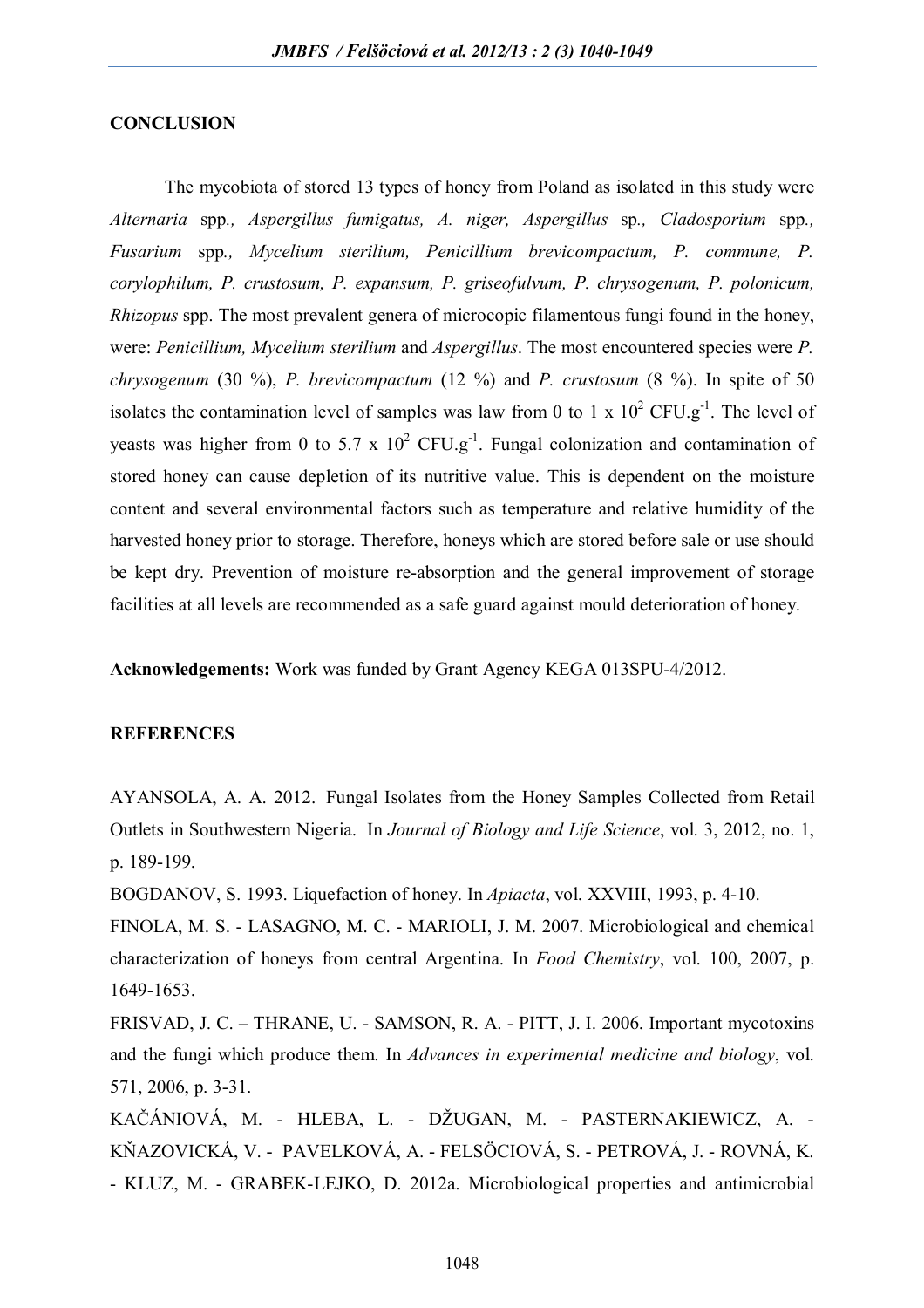## CONCLUSION

The mycobiota of stored 13 types of honey from Poland as isolated in this study were *Alternaria* spp*.*, *Aspergillus fumigatus, A. niger, Aspergillus* sp*.*, *Cladosporium* spp*.*, *Fusarium* spp*.*, *Mycelium sterilium, Penicillium brevicompactum, P. commune, P. corylophilum, P. crustosum, P. expansum, P. griseofulvum, P. chrysogenum, P. polonicum, Rhizopus* spp. The most prevalent genera of micrmicopic filamentous fungi found in the honey, were: *Penicillium, Mycelium sterilium* and *Aspergillus*. The most encountered species were *P. chrysogenum* (30 %), *P. brevicompactum* (12 %) and *P. crustosum* (8 %). In spite of 50 isolates the contamination level of samples was law from 0 to 1 x $10^2$ CFU.g$^{-1}$. The level of yeasts was higher from 0 to 5.7 x $10^2$ CFU.g$^{-1}$. Fungal colonization and contamination of stored honey can cause depletion of its nutritive value. This is dependent on the moisture content and several environmental factors such as temperature and relative humidity of the harvested honey prior to storage. Therefore, honeys which are stored before sale or use should be kept dry. Prevention of moisture re-absorption and the general improvement of storage facilities at all levels are recommended as a safe guard against mould deterioration of honey.

**Acknowledgements:** Work was funded by Grant Agency KEGA 013SPU-4/2012.

## REFERENCES

AYANSOLA, A. A. 2012. Fungal Isolates from the Honey Samples Collected from Retail Outlets in Southwestern Nigeria. In *Journal of Biology and Life Science*, vol. 3, 2012, no. 1, p. 189-199.

BOGDANOV, S. 1993. Liquefaction of honey. In *Apiacta*, vol. XXVIII, 1993, p. 4-10.

FINOLA, M. S. - LASAGNO, M. C. - MARIOLI, J. M. 2007. Microbiological and chemical characterization of honeys from central Argentina. In *Food Chemistry*, vol. 100, 2007, p. 1649-1653.

FRISVAD, J. C. – THRANE, U. - SAMSON, R. A. - PITT, J. I. 2006. Important mycotoxins and the fungi which produce them. In *Advances in experimental medicine and biology*, vol. 571, 2006, p. 3-31.

KAČÁNIOVÁ, M. - HLEBA, L. - DŽUGAN, M. - PASTERNAKIEWICZ, A. - KŇAZOVICKÁ, V. - PAVELKOVÁ, A. - FELSÖCIOVÁ, S. - PETROVÁ, J. - ROVNÁ, K. - KLUZ, M. - GRABEK-LEJKO, D. 2012a. Microbiological properties and antimicrobial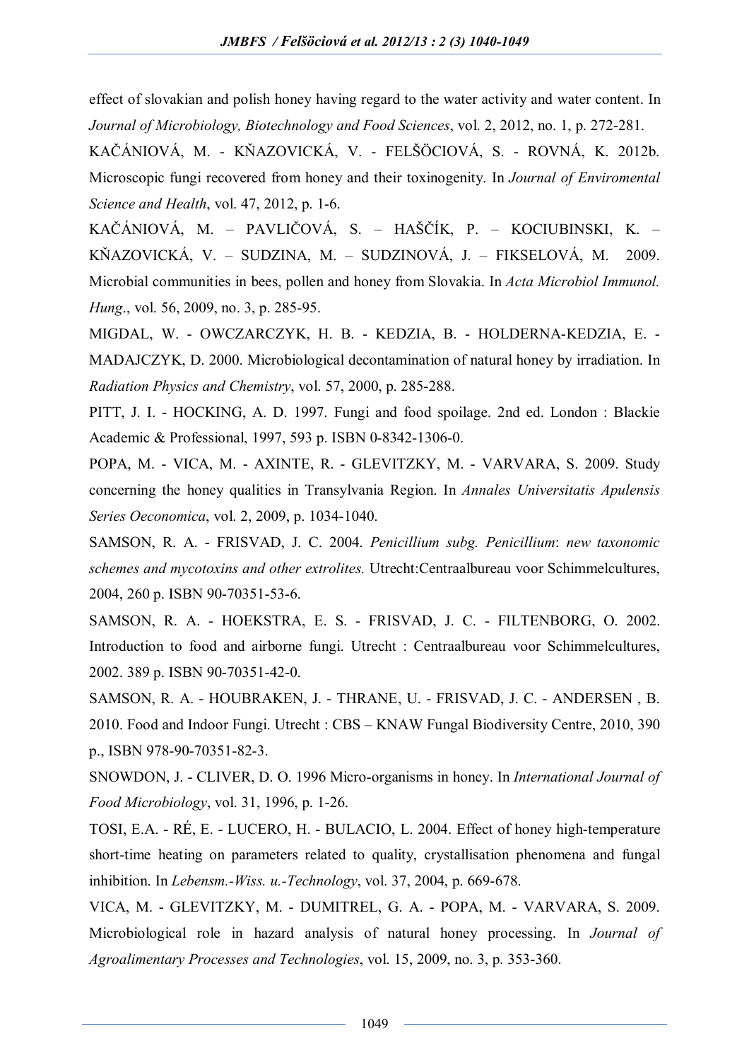effect of slovakian and polish honey having regard to the water activity and water content. In *Journal of Microbiology, Biotechnology and Food Sciences*, vol. 2, 2012, no. 1, p. 272-281.

KAČÁNIOVÁ, M. - KŇAZOVICKÁ, V. - FELŠÖCIOVÁ, S. - ROVNÁ, K. 2012b. Microscopic fungi recovered from honey and their toxinogenity. In *Journal of Enviromental Science and Health*, vol. 47, 2012, p. 1-6.

KAČÁNIOVÁ, M. – PAVLIČOVÁ, S. – HAŠČÍK, P. – KOCIUBINSKI, K. – KŇAZOVICKÁ, V. – SUDZINA, M. – SUDZINOVÁ, J. – FIKSELOVÁ, M. 2009. Microbial communities in bees, pollen and honey from Slovakia. In *Acta Microbiol Immunol. Hung*., vol. 56, 2009, no. 3, p. 285-95.

MIGDAL, W. - OWCZARCZYK, H. B. - KEDZIA, B. - HOLDERNA-KEDZIA, E. - MADAJCZYK, D. 2000. Microbiological decontamination of natural honey by irradiation. In *Radiation Physics and Chemistry*, vol. 57, 2000, p. 285-288.

PITT, J. I. - HOCKING, A. D. 1997. Fungi and food spoilage. 2nd ed. London : Blackie Academic & Professional, 1997, 593 p. ISBN 0-8342-1306-0.

POPA, M. - VICA, M. - AXINTE, R. - GLEVITZKY, M. - VARVARA, S. 2009. Study concerning the honey qualities in Transylvania Region. In *Annales Universitatis Apulensis Series Oeconomica*, vol. 2, 2009, p. 1034-1040.

SAMSON, R. A. - FRISVAD, J. C. 2004. *Penicillium subg. Penicillium*: *new taxonomic schemes and mycotoxins and other extrolites.* Utrecht:Centraalbureau voor Schimmelcultures, 2004, 260 p. ISBN 90-70351-53-6.

SAMSON, R. A. - HOEKSTRA, E. S. - FRISVAD, J. C. - FILTENBORG, O. 2002. Introduction to food and airborne fungi. Utrecht : Centraalbureau voor Schimmelcultures, 2002. 389 p. ISBN 90-70351-42-0.

SAMSON, R. A. - HOUBRAKEN, J. - THRANE, U. - FRISVAD, J. C. - ANDERSEN , B. 2010. Food and Indoor Fungi. Utrecht : CBS – KNAW Fungal Biodiversity Centre, 2010, 390 p., ISBN 978-90-70351-82-3.

SNOWDON, J. - CLIVER, D. O. 1996 Micro-organisms in honey. In *International Journal of Food Microbiology*, vol. 31, 1996, p. 1-26.

TOSI, E.A. - RÉ, E. - LUCERO, H. - BULACIO, L. 2004. Effect of honey high-temperature short-time heating on parameters related to quality, crystallisation phenomena and fungal inhibition. In *Lebensm.-Wiss. u.-Technology*, vol. 37, 2004, p. 669-678.

VICA, M. - GLEVITZKY, M. - DUMITREL, G. A. - POPA, M. - VARVARA, S. 2009. Microbiological role in hazard analysis of natural honey processing. In *Journal of Agroalimentary Processes and Technologies*, vol. 15, 2009, no. 3, p. 353-360.